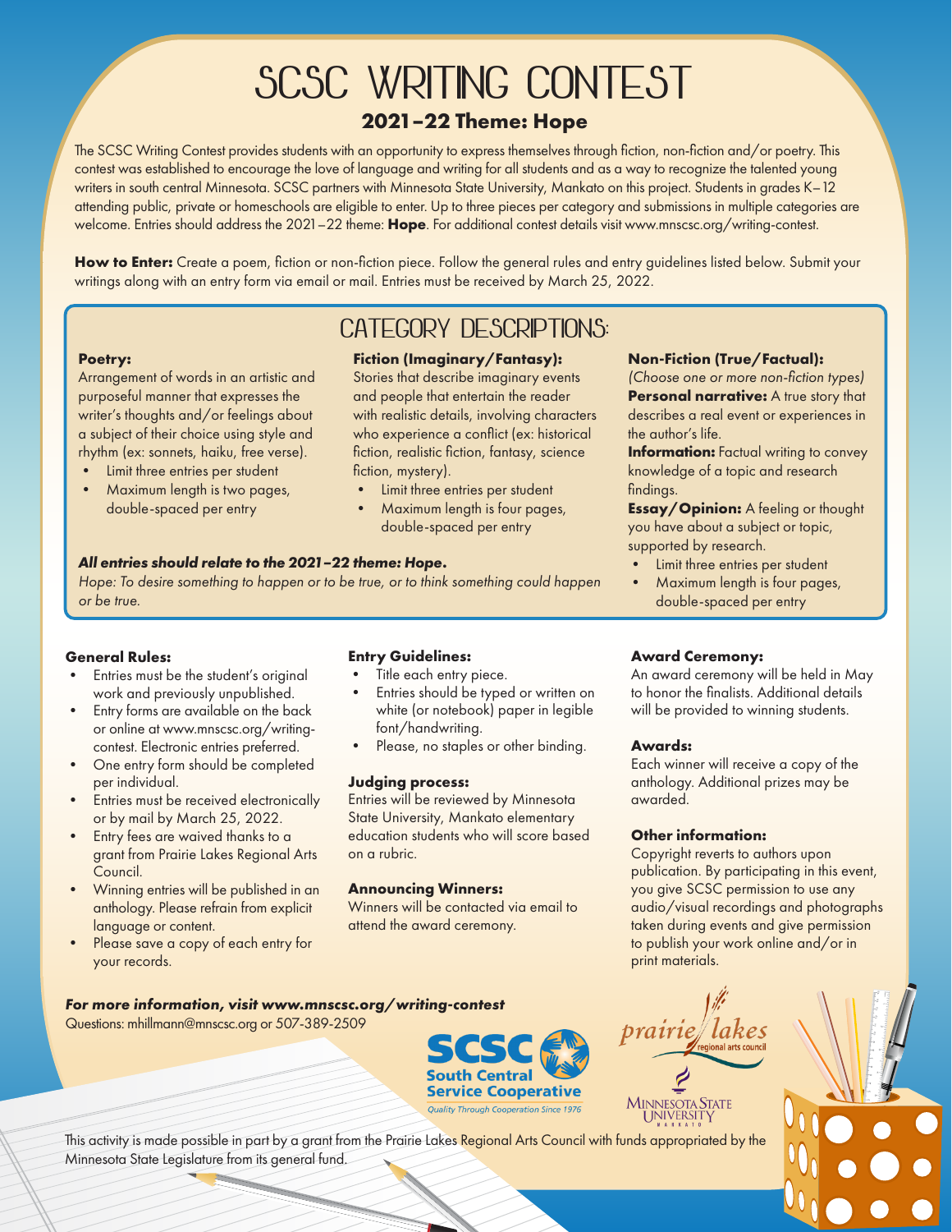# SCSC WRITING CONTEST

## 2021–22 Theme: Hope

The SCSC Writing Contest provides students with an opportunity to express themselves through fiction, non-fiction and/or poetry. This contest was established to encourage the love of language and writing for all students and as a way to recognize the talented young writers in south central Minnesota. SCSC partners with Minnesota State University, Mankato on this project. Students in grades K–12 attending public, private or homeschools are eligible to enter. Up to three pieces per category and submissions in multiple categories are welcome. Entries should address the 2021–22 theme: **Hope**. For additional contest details visit www.mnscsc.org/writing-contest.

**How to Enter:** Create a poem, fiction or non-fiction piece. Follow the general rules and entry guidelines listed below. Submit your writings along with an entry form via email or mail. Entries must be received by March 25, 2022.

## CATEGORY DESCRIPTIONS:

**Poetry:**
Arrangement of words in an artistic and purposeful manner that expresses the writer's thoughts and/or feelings about a subject of their choice using style and rhythm (ex: sonnets, haiku, free verse).

- Limit three entries per student
- Maximum length is two pages, double-spaced per entry

**Fiction (Imaginary/Fantasy):**
Stories that describe imaginary events and people that entertain the reader with realistic details, involving characters who experience a conflict (ex: historical fiction, realistic fiction, fantasy, science fiction, mystery).

- Limit three entries per student
- Maximum length is four pages, double-spaced per entry

**Non-Fiction (True/Factual):**
*(Choose one or more non-fiction types)*
**Personal narrative:** A true story that describes a real event or experiences in the author's life.
**Information:** Factual writing to convey knowledge of a topic and research findings.
**Essay/Opinion:** A feeling or thought you have about a subject or topic, supported by research.

- Limit three entries per student
- Maximum length is four pages, double-spaced per entry

***All entries should relate to the 2021–22 theme: Hope.***
*Hope: To desire something to happen or to be true, or to think something could happen or be true.*

**General Rules:**

- Entries must be the student's original work and previously unpublished.
- Entry forms are available on the back or online at www.mnscsc.org/writing-contest. Electronic entries preferred.
- One entry form should be completed per individual.
- Entries must be received electronically or by mail by March 25, 2022.
- Entry fees are waived thanks to a grant from Prairie Lakes Regional Arts Council.
- Winning entries will be published in an anthology. Please refrain from explicit language or content.
- Please save a copy of each entry for your records.

**Entry Guidelines:**

- Title each entry piece.
- Entries should be typed or written on white (or notebook) paper in legible font/handwriting.
- Please, no staples or other binding.

**Judging process:**
Entries will be reviewed by Minnesota State University, Mankato elementary education students who will score based on a rubric.

**Announcing Winners:**
Winners will be contacted via email to attend the award ceremony.

**Award Ceremony:**
An award ceremony will be held in May to honor the finalists. Additional details will be provided to winning students.

**Awards:**
Each winner will receive a copy of the anthology. Additional prizes may be awarded.

**Other information:**
Copyright reverts to authors upon publication. By participating in this event, you give SCSC permission to use any audio/visual recordings and photographs taken during events and give permission to publish your work online and/or in print materials.

***For more information, visit www.mnscsc.org/writing-contest***
Questions: mhillmann@mnscsc.org or 507-389-2509

SCSC South Central Service Cooperative — Quality Through Cooperation Since 1976

prairie lakes regional arts council

Minnesota State University Mankato

This activity is made possible in part by a grant from the Prairie Lakes Regional Arts Council with funds appropriated by the Minnesota State Legislature from its general fund.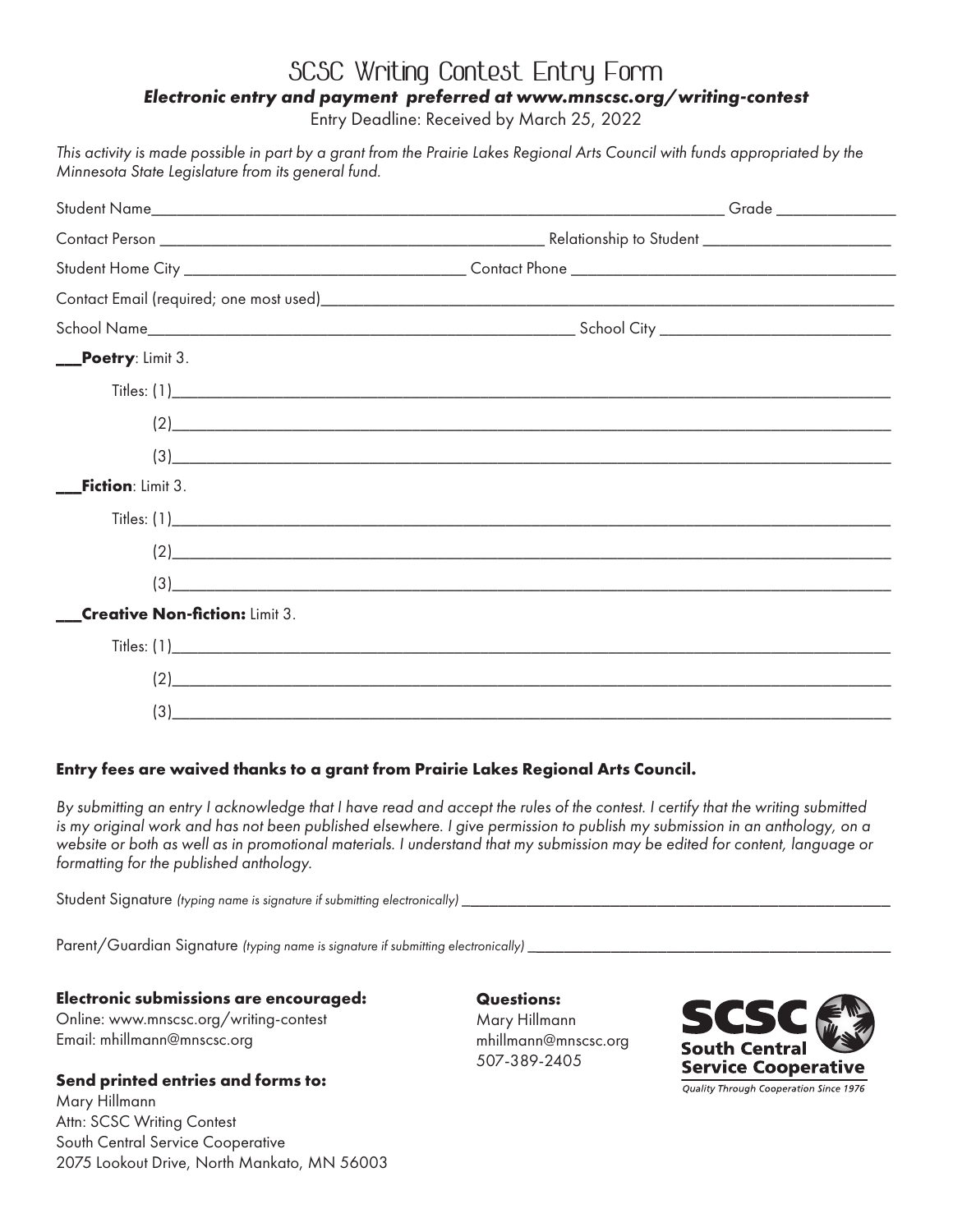# SCSC Writing Contest Entry Form

***Electronic entry and payment preferred at www.mnscsc.org/writing-contest***

Entry Deadline: Received by March 25, 2022

*This activity is made possible in part by a grant from the Prairie Lakes Regional Arts Council with funds appropriated by the Minnesota State Legislature from its general fund.*

Student Name_______________________________________________ Grade ____________

Contact Person ______________________________ Relationship to Student ______________

Student Home City _____________________ Contact Phone __________________________

Contact Email (required; one most used)________________________________________

School Name______________________________ School City _______________________

___**Poetry**: Limit 3.

Titles: (1)____________________________________________________________

(2)____________________________________________________________

(3)____________________________________________________________

___**Fiction**: Limit 3.

Titles: (1)____________________________________________________________

(2)____________________________________________________________

(3)____________________________________________________________

___**Creative Non-fiction:** Limit 3.

Titles: (1)____________________________________________________________

(2)____________________________________________________________

(3)____________________________________________________________

**Entry fees are waived thanks to a grant from Prairie Lakes Regional Arts Council.**

*By submitting an entry I acknowledge that I have read and accept the rules of the contest. I certify that the writing submitted is my original work and has not been published elsewhere. I give permission to publish my submission in an anthology, on a website or both as well as in promotional materials. I understand that my submission may be edited for content, language or formatting for the published anthology.*

Student Signature *(typing name is signature if submitting electronically)* ______________________________

Parent/Guardian Signature *(typing name is signature if submitting electronically)* ______________________

**Electronic submissions are encouraged:**
Online: www.mnscsc.org/writing-contest
Email: mhillmann@mnscsc.org

**Send printed entries and forms to:**
Mary Hillmann
Attn: SCSC Writing Contest
South Central Service Cooperative
2075 Lookout Drive, North Mankato, MN 56003

**Questions:**
Mary Hillmann
mhillmann@mnscsc.org
507-389-2405

**SCSC South Central Service Cooperative**
*Quality Through Cooperation Since 1976*